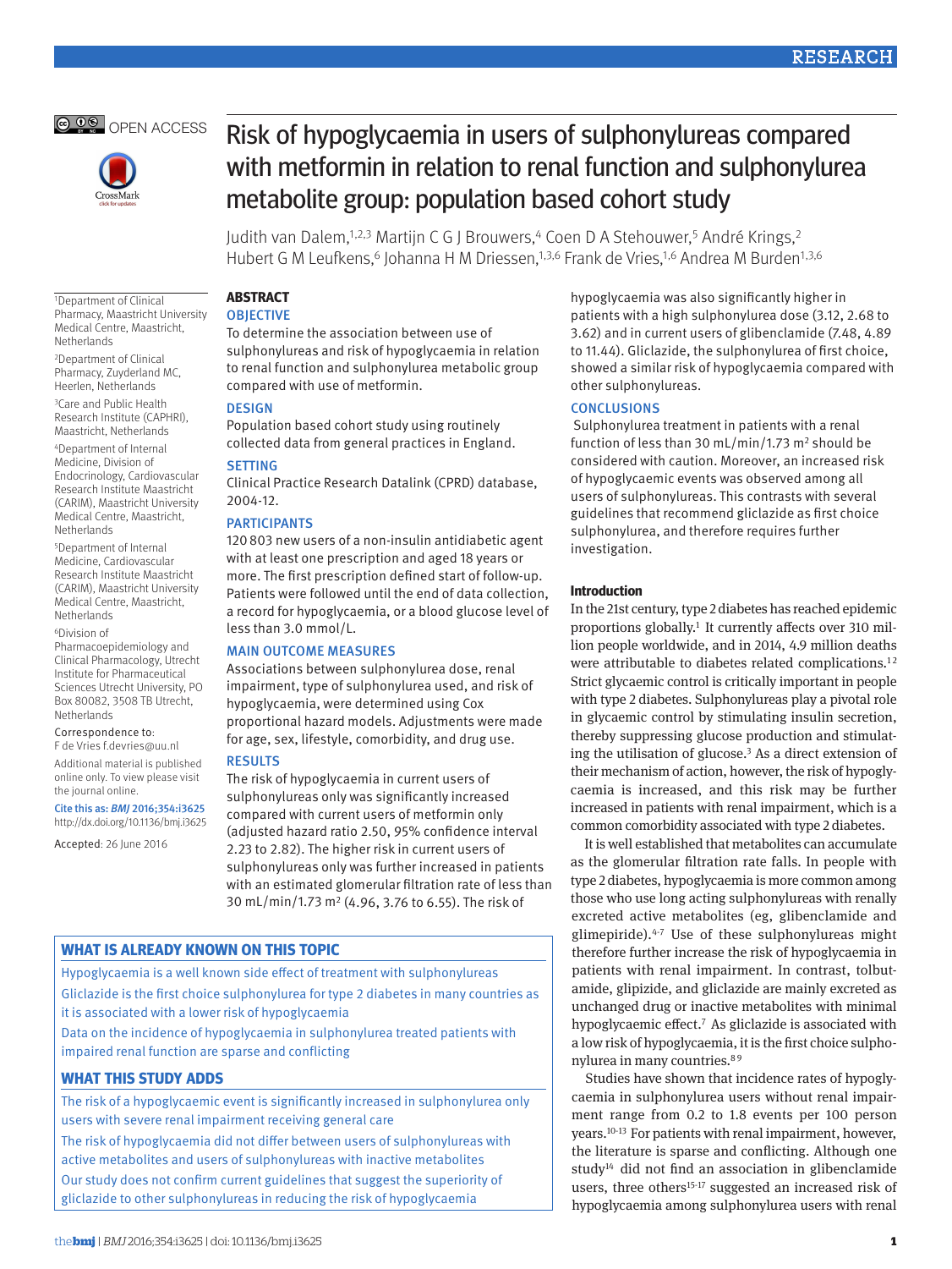OPEN ACCESS

# Risk of hypoglycaemia in users of sulphonylureas compared with metformin in relation to renal function and sulphonylurea metabolite group: population based cohort study

Judith van Dalem,[1,2,3] Martijn C G J Brouwers,[4] Coen D A Stehouwer,[5] André Krings,[2] Hubert G M Leufkens,[6] Johanna H M Driessen,[1,3,6] Frank de Vries,[1,6] Andrea M Burden[1,3,6]

[1]Department of Clinical Pharmacy, Maastricht University Medical Centre, Maastricht, Netherlands

[2]Department of Clinical Pharmacy, Zuyderland MC, Heerlen, Netherlands

[3]Care and Public Health Research Institute (CAPHRI), Maastricht, Netherlands

[4]Department of Internal Medicine, Division of Endocrinology, Cardiovascular Research Institute Maastricht (CARIM), Maastricht University Medical Centre, Maastricht, Netherlands

[5]Department of Internal Medicine, Cardiovascular Research Institute Maastricht (CARIM), Maastricht University Medical Centre, Maastricht, Netherlands

[6]Division of Pharmacoepidemiology and Clinical Pharmacology, Utrecht Institute for Pharmaceutical Sciences Utrecht University, PO Box 80082, 3508 TB Utrecht, Netherlands

Correspondence to: F de Vries f.devries@uu.nl

Additional material is published online only. To view please visit the journal online.

**Cite this as:** *BMJ* 2016;354:i3625
http://dx.doi.org/10.1136/bmj.i3625

Accepted: 26 June 2016

## ABSTRACT

### OBJECTIVE

To determine the association between use of sulphonylureas and risk of hypoglycaemia in relation to renal function and sulphonylurea metabolic group compared with use of metformin.

### DESIGN

Population based cohort study using routinely collected data from general practices in England.

### SETTING

Clinical Practice Research Datalink (CPRD) database, 2004-12.

### PARTICIPANTS

120 803 new users of a non-insulin antidiabetic agent with at least one prescription and aged 18 years or more. The first prescription defined start of follow-up. Patients were followed until the end of data collection, a record for hypoglycaemia, or a blood glucose level of less than 3.0 mmol/L.

### MAIN OUTCOME MEASURES

Associations between sulphonylurea dose, renal impairment, type of sulphonylurea used, and risk of hypoglycaemia, were determined using Cox proportional hazard models. Adjustments were made for age, sex, lifestyle, comorbidity, and drug use.

### RESULTS

The risk of hypoglycaemia in current users of sulphonylureas only was significantly increased compared with current users of metformin only (adjusted hazard ratio 2.50, 95% confidence interval 2.23 to 2.82). The higher risk in current users of sulphonylureas only was further increased in patients with an estimated glomerular filtration rate of less than 30 mL/min/1.73 m$^2$ (4.96, 3.76 to 6.55). The risk of hypoglycaemia was also significantly higher in patients with a high sulphonylurea dose (3.12, 2.68 to 3.62) and in current users of glibenclamide (7.48, 4.89 to 11.44). Gliclazide, the sulphonylurea of first choice, showed a similar risk of hypoglycaemia compared with other sulphonylureas.

### CONCLUSIONS

Sulphonylurea treatment in patients with a renal function of less than 30 mL/min/1.73 m$^2$ should be considered with caution. Moreover, an increased risk of hypoglycaemic events was observed among all users of sulphonylureas. This contrasts with several guidelines that recommend gliclazide as first choice sulphonylurea, and therefore requires further investigation.

## WHAT IS ALREADY KNOWN ON THIS TOPIC

- Hypoglycaemia is a well known side effect of treatment with sulphonylureas
- Gliclazide is the first choice sulphonylurea for type 2 diabetes in many countries as it is associated with a lower risk of hypoglycaemia
- Data on the incidence of hypoglycaemia in sulphonylurea treated patients with impaired renal function are sparse and conflicting

## WHAT THIS STUDY ADDS

- The risk of a hypoglycaemic event is significantly increased in sulphonylurea only users with severe renal impairment receiving general care
- The risk of hypoglycaemia did not differ between users of sulphonylureas with active metabolites and users of sulphonylureas with inactive metabolites
- Our study does not confirm current guidelines that suggest the superiority of gliclazide to other sulphonylureas in reducing the risk of hypoglycaemia

## Introduction

In the 21st century, type 2 diabetes has reached epidemic proportions globally.[1] It currently affects over 310 million people worldwide, and in 2014, 4.9 million deaths were attributable to diabetes related complications.[1,2] Strict glycaemic control is critically important in people with type 2 diabetes. Sulphonylureas play a pivotal role in glycaemic control by stimulating insulin secretion, thereby suppressing glucose production and stimulating the utilisation of glucose.[3] As a direct extension of their mechanism of action, however, the risk of hypoglycaemia is increased, and this risk may be further increased in patients with renal impairment, which is a common comorbidity associated with type 2 diabetes.

It is well established that metabolites can accumulate as the glomerular filtration rate falls. In people with type 2 diabetes, hypoglycaemia is more common among those who use long acting sulphonylureas with renally excreted active metabolites (eg, glibenclamide and glimepiride).[4-7] Use of these sulphonylureas might therefore further increase the risk of hypoglycaemia in patients with renal impairment. In contrast, tolbutamide, glipizide, and gliclazide are mainly excreted as unchanged drug or inactive metabolites with minimal hypoglycaemic effect.[7] As gliclazide is associated with a low risk of hypoglycaemia, it is the first choice sulphonylurea in many countries.[8,9]

Studies have shown that incidence rates of hypoglycaemia in sulphonylurea users without renal impairment range from 0.2 to 1.8 events per 100 person years.[10-13] For patients with renal impairment, however, the literature is sparse and conflicting. Although one study[14] did not find an association in glibenclamide users, three others[15-17] suggested an increased risk of hypoglycaemia among sulphonylurea users with renal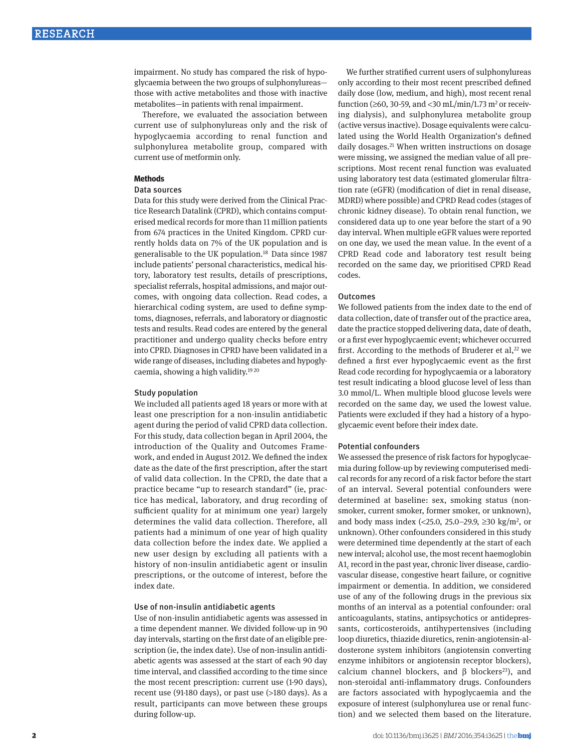impairment. No study has compared the risk of hypoglycaemia between the two groups of sulphonylureas—those with active metabolites and those with inactive metabolites—in patients with renal impairment.

Therefore, we evaluated the association between current use of sulphonylureas only and the risk of hypoglycaemia according to renal function and sulphonylurea metabolite group, compared with current use of metformin only.

## Methods

### Data sources

Data for this study were derived from the Clinical Practice Research Datalink (CPRD), which contains computerised medical records for more than 11 million patients from 674 practices in the United Kingdom. CPRD currently holds data on 7% of the UK population and is generalisable to the UK population.[18] Data since 1987 include patients' personal characteristics, medical history, laboratory test results, details of prescriptions, specialist referrals, hospital admissions, and major outcomes, with ongoing data collection. Read codes, a hierarchical coding system, are used to define symptoms, diagnoses, referrals, and laboratory or diagnostic tests and results. Read codes are entered by the general practitioner and undergo quality checks before entry into CPRD. Diagnoses in CPRD have been validated in a wide range of diseases, including diabetes and hypoglycaemia, showing a high validity.[19 20]

### Study population

We included all patients aged 18 years or more with at least one prescription for a non-insulin antidiabetic agent during the period of valid CPRD data collection. For this study, data collection began in April 2004, the introduction of the Quality and Outcomes Framework, and ended in August 2012. We defined the index date as the date of the first prescription, after the start of valid data collection. In the CPRD, the date that a practice became "up to research standard" (ie, practice has medical, laboratory, and drug recording of sufficient quality for at minimum one year) largely determines the valid data collection. Therefore, all patients had a minimum of one year of high quality data collection before the index date. We applied a new user design by excluding all patients with a history of non-insulin antidiabetic agent or insulin prescriptions, or the outcome of interest, before the index date.

### Use of non-insulin antidiabetic agents

Use of non-insulin antidiabetic agents was assessed in a time dependent manner. We divided follow-up in 90 day intervals, starting on the first date of an eligible prescription (ie, the index date). Use of non-insulin antidiabetic agents was assessed at the start of each 90 day time interval, and classified according to the time since the most recent prescription: current use (1-90 days), recent use (91-180 days), or past use (>180 days). As a result, participants can move between these groups during follow-up.

We further stratified current users of sulphonylureas only according to their most recent prescribed defined daily dose (low, medium, and high), most recent renal function (≥60, 30-59, and <30 mL/min/1.73 m$^2$ or receiving dialysis), and sulphonylurea metabolite group (active versus inactive). Dosage equivalents were calculated using the World Health Organization's defined daily dosages.[21] When written instructions on dosage were missing, we assigned the median value of all prescriptions. Most recent renal function was evaluated using laboratory test data (estimated glomerular filtration rate (eGFR) (modification of diet in renal disease, MDRD) where possible) and CPRD Read codes (stages of chronic kidney disease). To obtain renal function, we considered data up to one year before the start of a 90 day interval. When multiple eGFR values were reported on one day, we used the mean value. In the event of a CPRD Read code and laboratory test result being recorded on the same day, we prioritised CPRD Read codes.

### Outcomes

We followed patients from the index date to the end of data collection, date of transfer out of the practice area, date the practice stopped delivering data, date of death, or a first ever hypoglycaemic event; whichever occurred first. According to the methods of Bruderer et al,[22] we defined a first ever hypoglycaemic event as the first Read code recording for hypoglycaemia or a laboratory test result indicating a blood glucose level of less than 3.0 mmol/L. When multiple blood glucose levels were recorded on the same day, we used the lowest value. Patients were excluded if they had a history of a hypoglycaemic event before their index date.

### Potential confounders

We assessed the presence of risk factors for hypoglycaemia during follow-up by reviewing computerised medical records for any record of a risk factor before the start of an interval. Several potential confounders were determined at baseline: sex, smoking status (non-smoker, current smoker, former smoker, or unknown), and body mass index (<25.0, 25.0–29.9, ≥30 kg/m$^2$, or unknown). Other confounders considered in this study were determined time dependently at the start of each new interval; alcohol use, the most recent haemoglobin A$_{1c}$ record in the past year, chronic liver disease, cardiovascular disease, congestive heart failure, or cognitive impairment or dementia. In addition, we considered use of any of the following drugs in the previous six months of an interval as a potential confounder: oral anticoagulants, statins, antipsychotics or antidepressants, corticosteroids, antihypertensives (including loop diuretics, thiazide diuretics, renin-angiotensin-aldosterone system inhibitors (angiotensin converting enzyme inhibitors or angiotensin receptor blockers), calcium channel blockers, and β blockers[23]), and non-steroidal anti-inflammatory drugs. Confounders are factors associated with hypoglycaemia and the exposure of interest (sulphonylurea use or renal function) and we selected them based on the literature.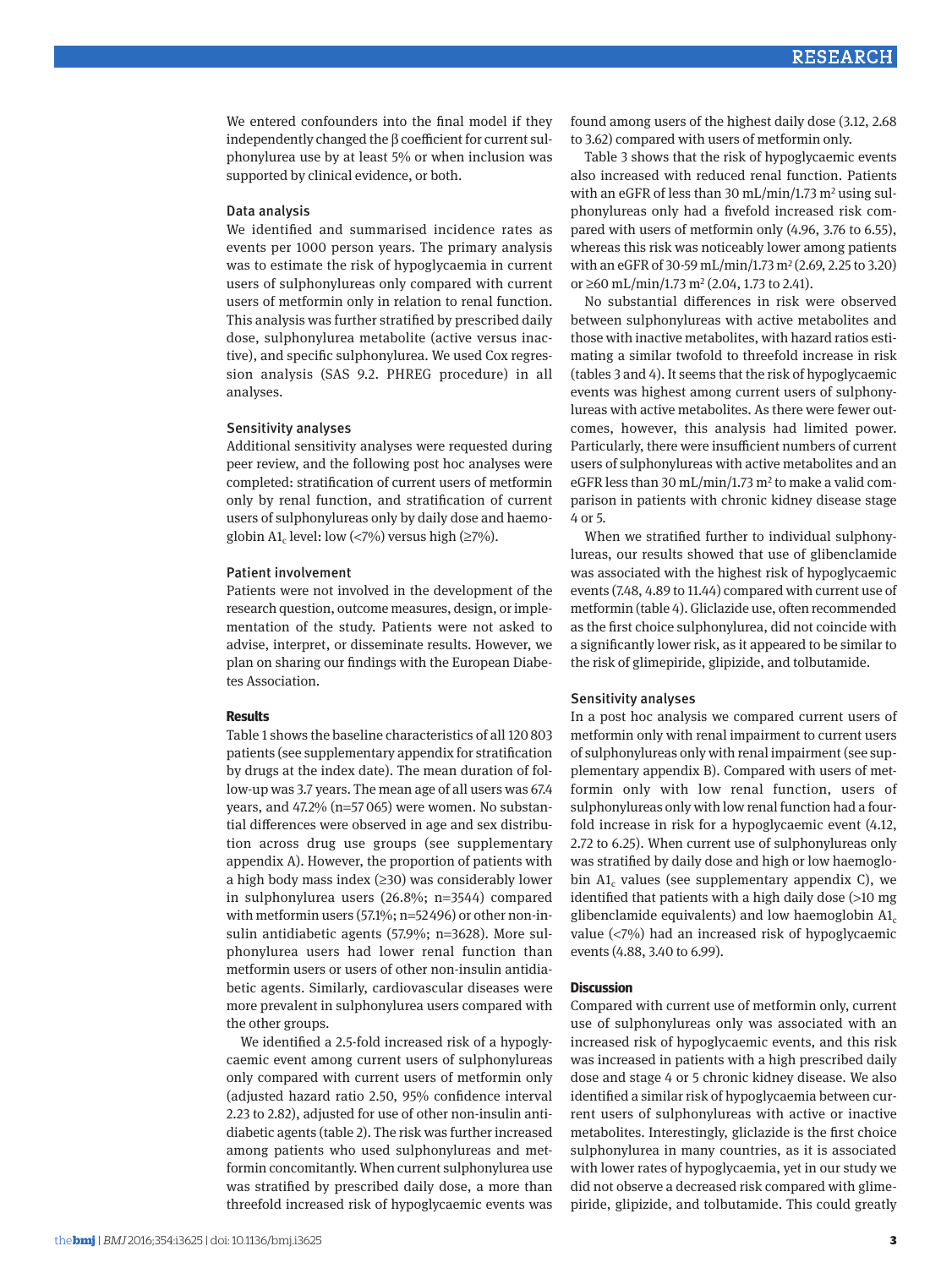We entered confounders into the final model if they independently changed the β coefficient for current sulphonylurea use by at least 5% or when inclusion was supported by clinical evidence, or both.

### Data analysis

We identified and summarised incidence rates as events per 1000 person years. The primary analysis was to estimate the risk of hypoglycaemia in current users of sulphonylureas only compared with current users of metformin only in relation to renal function. This analysis was further stratified by prescribed daily dose, sulphonylurea metabolite (active versus inactive), and specific sulphonylurea. We used Cox regression analysis (SAS 9.2. PHREG procedure) in all analyses.

### Sensitivity analyses

Additional sensitivity analyses were requested during peer review, and the following post hoc analyses were completed: stratification of current users of metformin only by renal function, and stratification of current users of sulphonylureas only by daily dose and haemoglobin $A1_c$ level: low (<7%) versus high (≥7%).

### Patient involvement

Patients were not involved in the development of the research question, outcome measures, design, or implementation of the study. Patients were not asked to advise, interpret, or disseminate results. However, we plan on sharing our findings with the European Diabetes Association.

## Results

Table 1 shows the baseline characteristics of all 120 803 patients (see supplementary appendix for stratification by drugs at the index date). The mean duration of follow-up was 3.7 years. The mean age of all users was 67.4 years, and 47.2% (n=57 065) were women. No substantial differences were observed in age and sex distribution across drug use groups (see supplementary appendix A). However, the proportion of patients with a high body mass index (≥30) was considerably lower in sulphonylurea users (26.8%; n=3544) compared with metformin users (57.1%; n=52 496) or other non-insulin antidiabetic agents (57.9%; n=3628). More sulphonylurea users had lower renal function than metformin users or users of other non-insulin antidiabetic agents. Similarly, cardiovascular diseases were more prevalent in sulphonylurea users compared with the other groups.

We identified a 2.5-fold increased risk of a hypoglycaemic event among current users of sulphonylureas only compared with current users of metformin only (adjusted hazard ratio 2.50, 95% confidence interval 2.23 to 2.82), adjusted for use of other non-insulin antidiabetic agents (table 2). The risk was further increased among patients who used sulphonylureas and metformin concomitantly. When current sulphonylurea use was stratified by prescribed daily dose, a more than threefold increased risk of hypoglycaemic events was found among users of the highest daily dose (3.12, 2.68 to 3.62) compared with users of metformin only.

Table 3 shows that the risk of hypoglycaemic events also increased with reduced renal function. Patients with an eGFR of less than 30 mL/min/1.73 $m^2$ using sulphonylureas only had a fivefold increased risk compared with users of metformin only (4.96, 3.76 to 6.55), whereas this risk was noticeably lower among patients with an eGFR of 30-59 mL/min/1.73 $m^2$ (2.69, 2.25 to 3.20) or ≥60 mL/min/1.73 $m^2$ (2.04, 1.73 to 2.41).

No substantial differences in risk were observed between sulphonylureas with active metabolites and those with inactive metabolites, with hazard ratios estimating a similar twofold to threefold increase in risk (tables 3 and 4). It seems that the risk of hypoglycaemic events was highest among current users of sulphonylureas with active metabolites. As there were fewer outcomes, however, this analysis had limited power. Particularly, there were insufficient numbers of current users of sulphonylureas with active metabolites and an eGFR less than 30 mL/min/1.73 $m^2$ to make a valid comparison in patients with chronic kidney disease stage 4 or 5.

When we stratified further to individual sulphonylureas, our results showed that use of glibenclamide was associated with the highest risk of hypoglycaemic events (7.48, 4.89 to 11.44) compared with current use of metformin (table 4). Gliclazide use, often recommended as the first choice sulphonylurea, did not coincide with a significantly lower risk, as it appeared to be similar to the risk of glimepiride, glipizide, and tolbutamide.

### Sensitivity analyses

In a post hoc analysis we compared current users of metformin only with renal impairment to current users of sulphonylureas only with renal impairment (see supplementary appendix B). Compared with users of metformin only with low renal function, users of sulphonylureas only with low renal function had a fourfold increase in risk for a hypoglycaemic event (4.12, 2.72 to 6.25). When current use of sulphonylureas only was stratified by daily dose and high or low haemoglobin $A1_c$ values (see supplementary appendix C), we identified that patients with a high daily dose (>10 mg glibenclamide equivalents) and low haemoglobin $A1_c$ value (<7%) had an increased risk of hypoglycaemic events (4.88, 3.40 to 6.99).

## Discussion

Compared with current use of metformin only, current use of sulphonylureas only was associated with an increased risk of hypoglycaemic events, and this risk was increased in patients with a high prescribed daily dose and stage 4 or 5 chronic kidney disease. We also identified a similar risk of hypoglycaemia between current users of sulphonylureas with active or inactive metabolites. Interestingly, gliclazide is the first choice sulphonylurea in many countries, as it is associated with lower rates of hypoglycaemia, yet in our study we did not observe a decreased risk compared with glimepiride, glipizide, and tolbutamide. This could greatly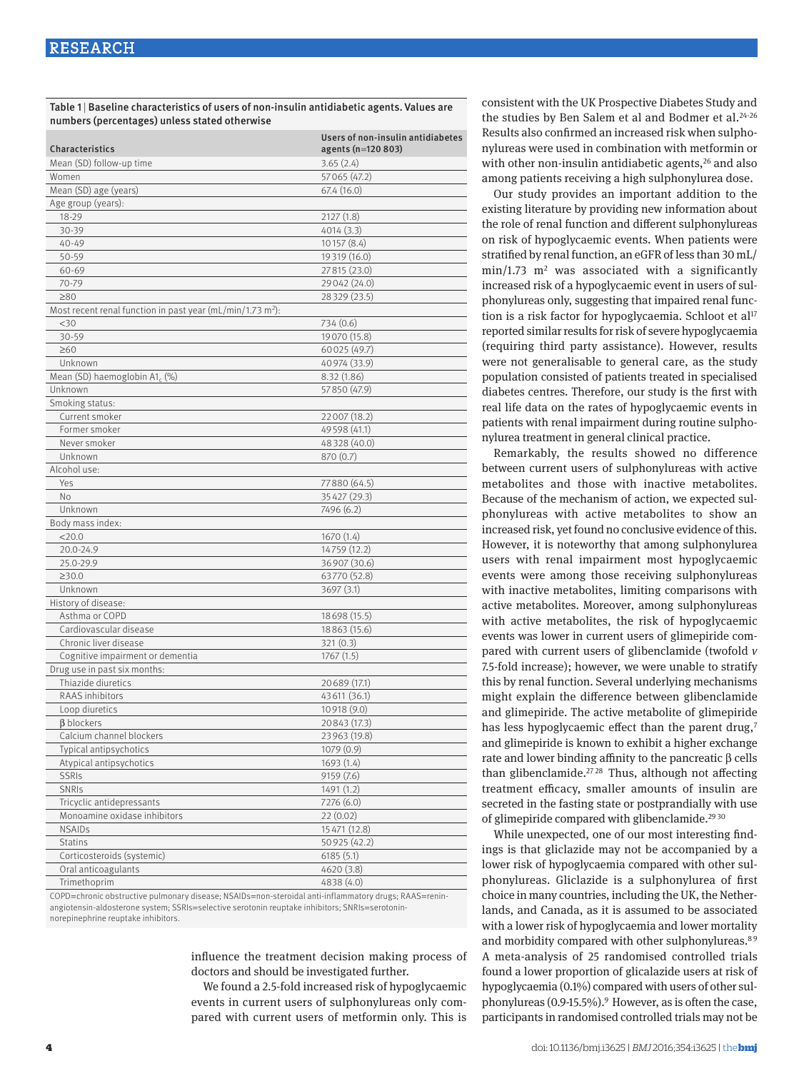Table 1 | Baseline characteristics of users of non-insulin antidiabetic agents. Values are numbers (percentages) unless stated otherwise

| Characteristics | Users of non-insulin antidiabetes agents (n=120 803) |
|---|---|
| Mean (SD) follow-up time | 3.65 (2.4) |
| Women | 57065 (47.2) |
| Mean (SD) age (years) | 67.4 (16.0) |
| Age group (years): | |
| 18-29 | 2127 (1.8) |
| 30-39 | 4014 (3.3) |
| 40-49 | 10157 (8.4) |
| 50-59 | 19319 (16.0) |
| 60-69 | 27815 (23.0) |
| 70-79 | 29042 (24.0) |
| ≥80 | 28329 (23.5) |
| Most recent renal function in past year (mL/min/1.73 m$^2$): | |
| <30 | 734 (0.6) |
| 30-59 | 19070 (15.8) |
| ≥60 | 60025 (49.7) |
| Unknown | 40974 (33.9) |
| Mean (SD) haemoglobin $A1_c$ (%) | 8.32 (1.86) |
| Unknown | 57850 (47.9) |
| Smoking status: | |
| Current smoker | 22007 (18.2) |
| Former smoker | 49598 (41.1) |
| Never smoker | 48328 (40.0) |
| Unknown | 870 (0.7) |
| Alcohol use: | |
| Yes | 77880 (64.5) |
| No | 35427 (29.3) |
| Unknown | 7496 (6.2) |
| Body mass index: | |
| <20.0 | 1670 (1.4) |
| 20.0-24.9 | 14759 (12.2) |
| 25.0-29.9 | 36907 (30.6) |
| ≥30.0 | 63770 (52.8) |
| Unknown | 3697 (3.1) |
| History of disease: | |
| Asthma or COPD | 18698 (15.5) |
| Cardiovascular disease | 18863 (15.6) |
| Chronic liver disease | 321 (0.3) |
| Cognitive impairment or dementia | 1767 (1.5) |
| Drug use in past six months: | |
| Thiazide diuretics | 20689 (17.1) |
| RAAS inhibitors | 43611 (36.1) |
| Loop diuretics | 10918 (9.0) |
| β blockers | 20843 (17.3) |
| Calcium channel blockers | 23963 (19.8) |
| Typical antipsychotics | 1079 (0.9) |
| Atypical antipsychotics | 1693 (1.4) |
| SSRIs | 9159 (7.6) |
| SNRIs | 1491 (1.2) |
| Tricyclic antidepressants | 7276 (6.0) |
| Monoamine oxidase inhibitors | 22 (0.02) |
| NSAIDs | 15471 (12.8) |
| Statins | 50925 (42.2) |
| Corticosteroids (systemic) | 6185 (5.1) |
| Oral anticoagulants | 4620 (3.8) |
| Trimethoprim | 4838 (4.0) |

COPD=chronic obstructive pulmonary disease; NSAIDs=non-steroidal anti-inflammatory drugs; RAAS=renin-angiotensin-aldosterone system; SSRIs=selective serotonin reuptake inhibitors; SNRIs=serotonin-norepinephrine reuptake inhibitors.

influence the treatment decision making process of doctors and should be investigated further.

We found a 2.5-fold increased risk of hypoglycaemic events in current users of sulphonylureas only compared with current users of metformin only. This is consistent with the UK Prospective Diabetes Study and the studies by Ben Salem et al and Bodmer et al.[24-26] Results also confirmed an increased risk when sulphonylureas were used in combination with metformin or with other non-insulin antidiabetic agents,[26] and also among patients receiving a high sulphonylurea dose.

Our study provides an important addition to the existing literature by providing new information about the role of renal function and different sulphonylureas on risk of hypoglycaemic events. When patients were stratified by renal function, an eGFR of less than 30 mL/min/1.73 m$^2$ was associated with a significantly increased risk of a hypoglycaemic event in users of sulphonylureas only, suggesting that impaired renal function is a risk factor for hypoglycaemia. Schloot et al[17] reported similar results for risk of severe hypoglycaemia (requiring third party assistance). However, results were not generalisable to general care, as the study population consisted of patients treated in specialised diabetes centres. Therefore, our study is the first with real life data on the rates of hypoglycaemic events in patients with renal impairment during routine sulphonylurea treatment in general clinical practice.

Remarkably, the results showed no difference between current users of sulphonylureas with active metabolites and those with inactive metabolites. Because of the mechanism of action, we expected sulphonylureas with active metabolites to show an increased risk, yet found no conclusive evidence of this. However, it is noteworthy that among sulphonylurea users with renal impairment most hypoglycaemic events were among those receiving sulphonylureas with inactive metabolites, limiting comparisons with active metabolites. Moreover, among sulphonylureas with active metabolites, the risk of hypoglycaemic events was lower in current users of glimepiride compared with current users of glibenclamide (twofold *v* 7.5-fold increase); however, we were unable to stratify this by renal function. Several underlying mechanisms might explain the difference between glibenclamide and glimepiride. The active metabolite of glimepiride has less hypoglycaemic effect than the parent drug,[7] and glimepiride is known to exhibit a higher exchange rate and lower binding affinity to the pancreatic β cells than glibenclamide.[27 28] Thus, although not affecting treatment efficacy, smaller amounts of insulin are secreted in the fasting state or postprandially with use of glimepiride compared with glibenclamide.[29 30]

While unexpected, one of our most interesting findings is that gliclazide may not be accompanied by a lower risk of hypoglycaemia compared with other sulphonylureas. Gliclazide is a sulphonylurea of first choice in many countries, including the UK, the Netherlands, and Canada, as it is assumed to be associated with a lower risk of hypoglycaemia and lower mortality and morbidity compared with other sulphonylureas.[8 9] A meta-analysis of 25 randomised controlled trials found a lower proportion of glicalazide users at risk of hypoglycaemia (0.1%) compared with users of other sulphonylureas (0.9-15.5%).[9] However, as is often the case, participants in randomised controlled trials may not be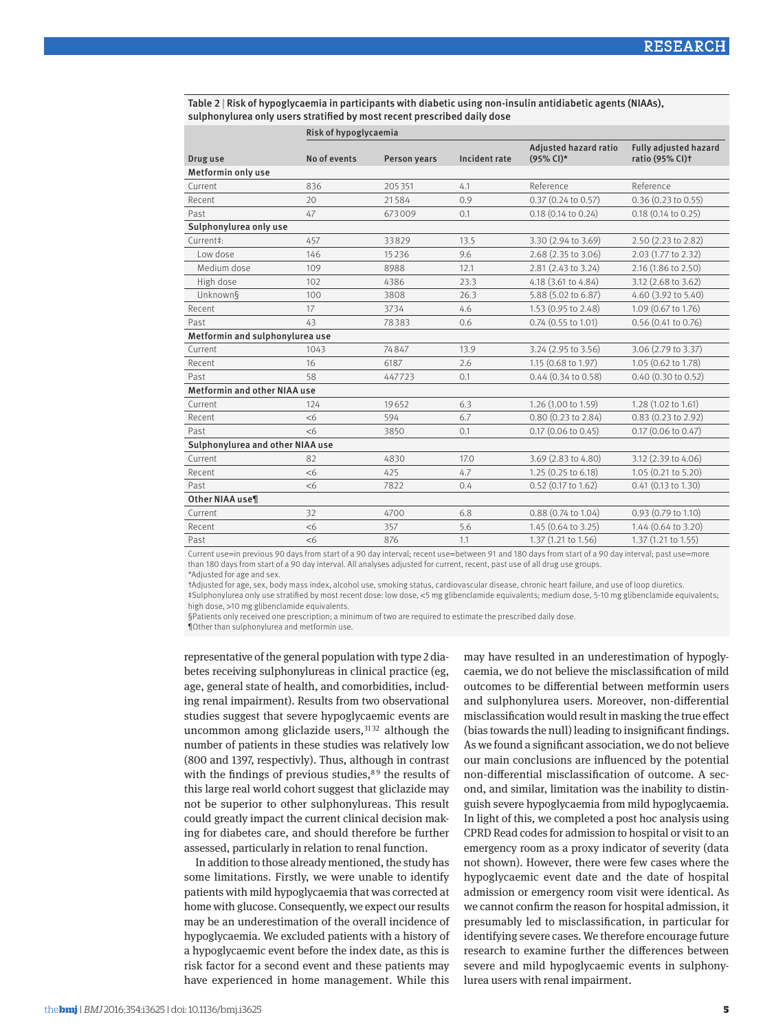Table 2 | Risk of hypoglycaemia in participants with diabetic using non-insulin antidiabetic agents (NIAAs), sulphonylurea only users stratified by most recent prescribed daily dose

| Drug use | Risk of hypoglycaemia | | | | |
|---|---|---|---|---|---|
| | No of events | Person years | Incident rate | Adjusted hazard ratio (95% CI)* | Fully adjusted hazard ratio (95% CI)† |
| **Metformin only use** | | | | | |
| Current | 836 | 205 351 | 4.1 | Reference | Reference |
| Recent | 20 | 21 584 | 0.9 | 0.37 (0.24 to 0.57) | 0.36 (0.23 to 0.55) |
| Past | 47 | 673 009 | 0.1 | 0.18 (0.14 to 0.24) | 0.18 (0.14 to 0.25) |
| **Sulphonylurea only use** | | | | | |
| Current‡: | 457 | 33 829 | 13.5 | 3.30 (2.94 to 3.69) | 2.50 (2.23 to 2.82) |
| Low dose | 146 | 15 236 | 9.6 | 2.68 (2.35 to 3.06) | 2.03 (1.77 to 2.32) |
| Medium dose | 109 | 8988 | 12.1 | 2.81 (2.43 to 3.24) | 2.16 (1.86 to 2.50) |
| High dose | 102 | 4386 | 23.3 | 4.18 (3.61 to 4.84) | 3.12 (2.68 to 3.62) |
| Unknown§ | 100 | 3808 | 26.3 | 5.88 (5.02 to 6.87) | 4.60 (3.92 to 5.40) |
| Recent | 17 | 3734 | 4.6 | 1.53 (0.95 to 2.48) | 1.09 (0.67 to 1.76) |
| Past | 43 | 78 383 | 0.6 | 0.74 (0.55 to 1.01) | 0.56 (0.41 to 0.76) |
| **Metformin and sulphonylurea use** | | | | | |
| Current | 1043 | 74 847 | 13.9 | 3.24 (2.95 to 3.56) | 3.06 (2.79 to 3.37) |
| Recent | 16 | 6187 | 2.6 | 1.15 (0.68 to 1.97) | 1.05 (0.62 to 1.78) |
| Past | 58 | 447 723 | 0.1 | 0.44 (0.34 to 0.58) | 0.40 (0.30 to 0.52) |
| **Metformin and other NIAA use** | | | | | |
| Current | 124 | 19 652 | 6.3 | 1.26 (1.00 to 1.59) | 1.28 (1.02 to 1.61) |
| Recent | <6 | 594 | 6.7 | 0.80 (0.23 to 2.84) | 0.83 (0.23 to 2.92) |
| Past | <6 | 3850 | 0.1 | 0.17 (0.06 to 0.45) | 0.17 (0.06 to 0.47) |
| **Sulphonylurea and other NIAA use** | | | | | |
| Current | 82 | 4830 | 17.0 | 3.69 (2.83 to 4.80) | 3.12 (2.39 to 4.06) |
| Recent | <6 | 425 | 4.7 | 1.25 (0.25 to 6.18) | 1.05 (0.21 to 5.20) |
| Past | <6 | 7822 | 0.4 | 0.52 (0.17 to 1.62) | 0.41 (0.13 to 1.30) |
| **Other NIAA use¶** | | | | | |
| Current | 32 | 4700 | 6.8 | 0.88 (0.74 to 1.04) | 0.93 (0.79 to 1.10) |
| Recent | <6 | 357 | 5.6 | 1.45 (0.64 to 3.25) | 1.44 (0.64 to 3.20) |
| Past | <6 | 876 | 1.1 | 1.37 (1.21 to 1.56) | 1.37 (1.21 to 1.55) |

Current use=in previous 90 days from start of a 90 day interval; recent use=between 91 and 180 days from start of a 90 day interval; past use=more than 180 days from start of a 90 day interval. All analyses adjusted for current, recent, past use of all drug use groups.
*Adjusted for age and sex.
†Adjusted for age, sex, body mass index, alcohol use, smoking status, cardiovascular disease, chronic heart failure, and use of loop diuretics.
‡Sulphonylurea only use stratified by most recent dose: low dose, <5 mg glibenclamide equivalents; medium dose, 5-10 mg glibenclamide equivalents; high dose, >10 mg glibenclamide equivalents.
§Patients only received one prescription; a minimum of two are required to estimate the prescribed daily dose.
¶Other than sulphonylurea and metformin use.

representative of the general population with type 2 diabetes receiving sulphonylureas in clinical practice (eg, age, general state of health, and comorbidities, including renal impairment). Results from two observational studies suggest that severe hypoglycaemic events are uncommon among gliclazide users,[31,32] although the number of patients in these studies was relatively low (800 and 1397, respectivly). Thus, although in contrast with the findings of previous studies,[8,9] the results of this large real world cohort suggest that gliclazide may not be superior to other sulphonylureas. This result could greatly impact the current clinical decision making for diabetes care, and should therefore be further assessed, particularly in relation to renal function.

In addition to those already mentioned, the study has some limitations. Firstly, we were unable to identify patients with mild hypoglycaemia that was corrected at home with glucose. Consequently, we expect our results may be an underestimation of the overall incidence of hypoglycaemia. We excluded patients with a history of a hypoglycaemic event before the index date, as this is risk factor for a second event and these patients may have experienced in home management. While this may have resulted in an underestimation of hypoglycaemia, we do not believe the misclassification of mild outcomes to be differential between metformin users and sulphonylurea users. Moreover, non-differential misclassification would result in masking the true effect (bias towards the null) leading to insignificant findings. As we found a significant association, we do not believe our main conclusions are influenced by the potential non-differential misclassification of outcome. A second, and similar, limitation was the inability to distinguish severe hypoglycaemia from mild hypoglycaemia. In light of this, we completed a post hoc analysis using CPRD Read codes for admission to hospital or visit to an emergency room as a proxy indicator of severity (data not shown). However, there were few cases where the hypoglycaemic event date and the date of hospital admission or emergency room visit were identical. As we cannot confirm the reason for hospital admission, it presumably led to misclassification, in particular for identifying severe cases. We therefore encourage future research to examine further the differences between severe and mild hypoglycaemic events in sulphonylurea users with renal impairment.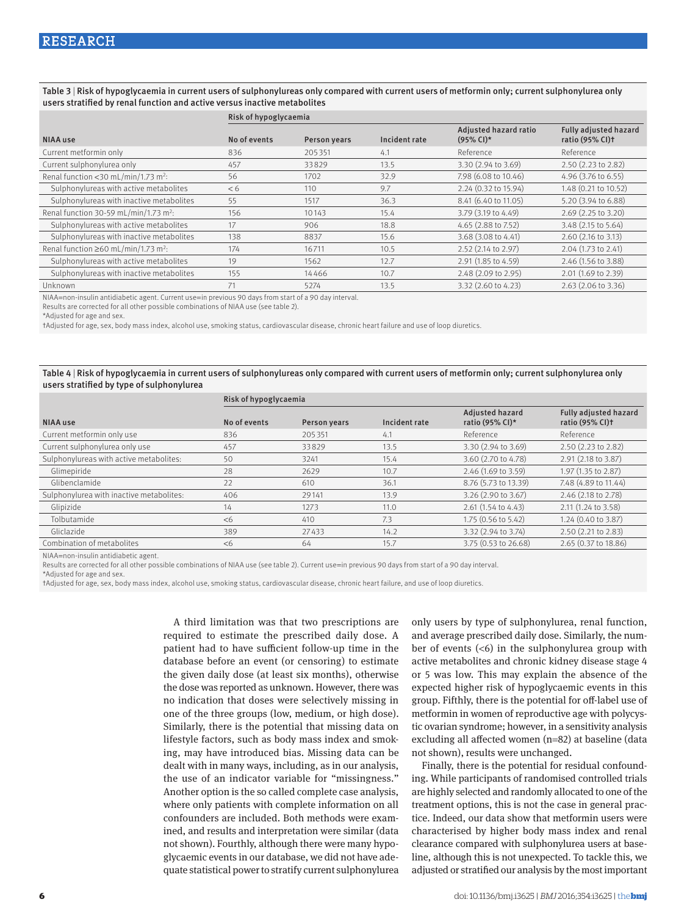Table 3 | Risk of hypoglycaemia in current users of sulphonylureas only compared with current users of metformin only; current sulphonylurea only users stratified by renal function and active versus inactive metabolites

| | Risk of hypoglycaemia | | | | |
|---|---|---|---|---|---|
| NIAA use | No of events | Person years | Incident rate | Adjusted hazard ratio (95% CI)* | Fully adjusted hazard ratio (95% CI)† |
| Current metformin only | 836 | 205351 | 4.1 | Reference | Reference |
| Current sulphonylurea only | 457 | 33829 | 13.5 | 3.30 (2.94 to 3.69) | 2.50 (2.23 to 2.82) |
| Renal function <30 mL/min/1.73 m²: | 56 | 1702 | 32.9 | 7.98 (6.08 to 10.46) | 4.96 (3.76 to 6.55) |
| Sulphonylureas with active metabolites | < 6 | 110 | 9.7 | 2.24 (0.32 to 15.94) | 1.48 (0.21 to 10.52) |
| Sulphonylureas with inactive metabolites | 55 | 1517 | 36.3 | 8.41 (6.40 to 11.05) | 5.20 (3.94 to 6.88) |
| Renal function 30-59 mL/min/1.73 m²: | 156 | 10143 | 15.4 | 3.79 (3.19 to 4.49) | 2.69 (2.25 to 3.20) |
| Sulphonylureas with active metabolites | 17 | 906 | 18.8 | 4.65 (2.88 to 7.52) | 3.48 (2.15 to 5.64) |
| Sulphonylureas with inactive metabolites | 138 | 8837 | 15.6 | 3.68 (3.08 to 4.41) | 2.60 (2.16 to 3.13) |
| Renal function ≥60 mL/min/1.73 m²: | 174 | 16711 | 10.5 | 2.52 (2.14 to 2.97) | 2.04 (1.73 to 2.41) |
| Sulphonylureas with active metabolites | 19 | 1562 | 12.7 | 2.91 (1.85 to 4.59) | 2.46 (1.56 to 3.88) |
| Sulphonylureas with inactive metabolites | 155 | 14466 | 10.7 | 2.48 (2.09 to 2.95) | 2.01 (1.69 to 2.39) |
| Unknown | 71 | 5274 | 13.5 | 3.32 (2.60 to 4.23) | 2.63 (2.06 to 3.36) |

NIAA=non-insulin antidiabetic agent. Current use=in previous 90 days from start of a 90 day interval.
Results are corrected for all other possible combinations of NIAA use (see table 2).
*Adjusted for age and sex.
†Adjusted for age, sex, body mass index, alcohol use, smoking status, cardiovascular disease, chronic heart failure and use of loop diuretics.

Table 4 | Risk of hypoglycaemia in current users of sulphonylureas only compared with current users of metformin only; current sulphonylurea only users stratified by type of sulphonylurea

| | Risk of hypoglycaemia | | | | |
|---|---|---|---|---|---|
| NIAA use | No of events | Person years | Incident rate | Adjusted hazard ratio (95% CI)* | Fully adjusted hazard ratio (95% CI)† |
| Current metformin only use | 836 | 205351 | 4.1 | Reference | Reference |
| Current sulphonylurea only use | 457 | 33829 | 13.5 | 3.30 (2.94 to 3.69) | 2.50 (2.23 to 2.82) |
| Sulphonylureas with active metabolites: | 50 | 3241 | 15.4 | 3.60 (2.70 to 4.78) | 2.91 (2.18 to 3.87) |
| Glimepiride | 28 | 2629 | 10.7 | 2.46 (1.69 to 3.59) | 1.97 (1.35 to 2.87) |
| Glibenclamide | 22 | 610 | 36.1 | 8.76 (5.73 to 13.39) | 7.48 (4.89 to 11.44) |
| Sulphonylurea with inactive metabolites: | 406 | 29141 | 13.9 | 3.26 (2.90 to 3.67) | 2.46 (2.18 to 2.78) |
| Glipizide | 14 | 1273 | 11.0 | 2.61 (1.54 to 4.43) | 2.11 (1.24 to 3.58) |
| Tolbutamide | <6 | 410 | 7.3 | 1.75 (0.56 to 5.42) | 1.24 (0.40 to 3.87) |
| Gliclazide | 389 | 27433 | 14.2 | 3.32 (2.94 to 3.74) | 2.50 (2.21 to 2.83) |
| Combination of metabolites | <6 | 64 | 15.7 | 3.75 (0.53 to 26.68) | 2.65 (0.37 to 18.86) |

NIAA=non-insulin antidiabetic agent.
Results are corrected for all other possible combinations of NIAA use (see table 2). Current use=in previous 90 days from start of a 90 day interval.
*Adjusted for age and sex.
†Adjusted for age, sex, body mass index, alcohol use, smoking status, cardiovascular disease, chronic heart failure, and use of loop diuretics.

A third limitation was that two prescriptions are required to estimate the prescribed daily dose. A patient had to have sufficient follow-up time in the database before an event (or censoring) to estimate the given daily dose (at least six months), otherwise the dose was reported as unknown. However, there was no indication that doses were selectively missing in one of the three groups (low, medium, or high dose). Similarly, there is the potential that missing data on lifestyle factors, such as body mass index and smoking, may have introduced bias. Missing data can be dealt with in many ways, including, as in our analysis, the use of an indicator variable for "missingness." Another option is the so called complete case analysis, where only patients with complete information on all confounders are included. Both methods were examined, and results and interpretation were similar (data not shown). Fourthly, although there were many hypoglycaemic events in our database, we did not have adequate statistical power to stratify current sulphonylurea only users by type of sulphonylurea, renal function, and average prescribed daily dose. Similarly, the number of events (<6) in the sulphonylurea group with active metabolites and chronic kidney disease stage 4 or 5 was low. This may explain the absence of the expected higher risk of hypoglycaemic events in this group. Fifthly, there is the potential for off-label use of metformin in women of reproductive age with polycystic ovarian syndrome; however, in a sensitivity analysis excluding all affected women (n=82) at baseline (data not shown), results were unchanged.

Finally, there is the potential for residual confounding. While participants of randomised controlled trials are highly selected and randomly allocated to one of the treatment options, this is not the case in general practice. Indeed, our data show that metformin users were characterised by higher body mass index and renal clearance compared with sulphonylurea users at baseline, although this is not unexpected. To tackle this, we adjusted or stratified our analysis by the most important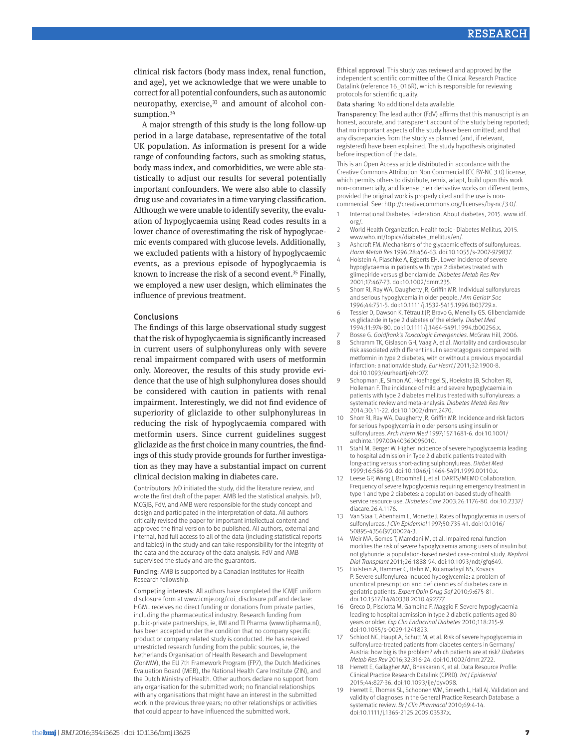clinical risk factors (body mass index, renal function, and age), yet we acknowledge that we were unable to correct for all potential confounders, such as autonomic neuropathy, exercise,[33] and amount of alcohol consumption.[34]

A major strength of this study is the long follow-up period in a large database, representative of the total UK population. As information is present for a wide range of confounding factors, such as smoking status, body mass index, and comorbidities, we were able statistically to adjust our results for several potentially important confounders. We were also able to classify drug use and covariates in a time varying classification. Although we were unable to identify severity, the evaluation of hypoglycaemia using Read codes results in a lower chance of overestimating the risk of hypoglycaemic events compared with glucose levels. Additionally, we excluded patients with a history of hypoglycaemic events, as a previous episode of hypoglycaemia is known to increase the risk of a second event.[35] Finally, we employed a new user design, which eliminates the influence of previous treatment.

## Conclusions

The findings of this large observational study suggest that the risk of hypoglycaemia is significantly increased in current users of sulphonylureas only with severe renal impairment compared with users of metformin only. Moreover, the results of this study provide evidence that the use of high sulphonylurea doses should be considered with caution in patients with renal impairment. Interestingly, we did not find evidence of superiority of gliclazide to other sulphonylureas in reducing the risk of hypoglycaemia compared with metformin users. Since current guidelines suggest gliclazide as the first choice in many countries, the findings of this study provide grounds for further investigation as they may have a substantial impact on current clinical decision making in diabetes care.

Contributors: JvD initiated the study, did the literature review, and wrote the first draft of the paper. AMB led the statistical analysis. JvD, MCGJB, FdV, and AMB were responsible for the study concept and design and participated in the interpretation of data. All authors critically revised the paper for important intellectual content and approved the final version to be published. All authors, external and internal, had full access to all of the data (including statistical reports and tables) in the study and can take responsibility for the integrity of the data and the accuracy of the data analysis. FdV and AMB supervised the study and are the guarantors.

Funding: AMB is supported by a Canadian Institutes for Health Research fellowship.

Competing interests: All authors have completed the ICMJE uniform disclosure form at www.icmje.org/coi_disclosure.pdf and declare: HGML receives no direct funding or donations from private parties, including the pharmaceutical industry. Research funding from public-private partnerships, ie, IMI and TI Pharma (www.tipharma.nl), has been accepted under the condition that no company specific product or company related study is conducted. He has received unrestricted research funding from the public sources, ie, the Netherlands Organisation of Health Research and Development (ZonMW), the EU 7th Framework Program (FP7), the Dutch Medicines Evaluation Board (MEB), the National Health Care Institute (ZIN), and the Dutch Ministry of Health. Other authors declare no support from any organisation for the submitted work; no financial relationships with any organisations that might have an interest in the submitted work in the previous three years; no other relationships or activities that could appear to have influenced the submitted work.

Ethical approval: This study was reviewed and approved by the independent scientific committee of the Clinical Research Practice Datalink (reference 16_016R), which is responsible for reviewing protocols for scientific quality.

Data sharing: No additional data available.

Transparency: The lead author (FdV) affirms that this manuscript is an honest, accurate, and transparent account of the study being reported; that no important aspects of the study have been omitted; and that any discrepancies from the study as planned (and, if relevant, registered) have been explained. The study hypothesis originated before inspection of the data.

This is an Open Access article distributed in accordance with the Creative Commons Attribution Non Commercial (CC BY-NC 3.0) license, which permits others to distribute, remix, adapt, build upon this work non-commercially, and license their derivative works on different terms, provided the original work is properly cited and the use is non-commercial. See: http://creativecommons.org/licenses/by-nc/3.0/.

1. International Diabetes Federation. About diabetes, 2015. www.idf.org/.
2. World Health Organization. Health topic - Diabetes Mellitus, 2015. www.who.int/topics/diabetes_mellitus/en/.
3. Ashcroft FM. Mechanisms of the glycaemic effects of sulfonylureas. *Horm Metab Res* 1996;28:456-63. doi:10.1055/s-2007-979837.
4. Holstein A, Plaschke A, Egberts EH. Lower incidence of severe hypoglycaemia in patients with type 2 diabetes treated with glimepiride versus glibenclamide. *Diabetes Metab Res Rev* 2001;17:467-73. doi:10.1002/dmrr.235.
5. Shorr RI, Ray WA, Daugherty JR, Griffin MR. Individual sulfonylureas and serious hypoglycemia in older people. *J Am Geriatr Soc* 1996;44:751-5. doi:10.1111/j.1532-5415.1996.tb03729.x.
6. Tessier D, Dawson K, Tétrault JP, Bravo G, Meneilly GS. Glibenclamide vs gliclazide in type 2 diabetes of the elderly. *Diabet Med* 1994;11:974-80. doi:10.1111/j.1464-5491.1994.tb00256.x.
7. Bosse G. *Goldfrank's Toxicologic Emergencies*. McGraw Hill, 2006.
8. Schramm TK, Gislason GH, Vaag A, et al. Mortality and cardiovascular risk associated with different insulin secretagogues compared with metformin in type 2 diabetes, with or without a previous myocardial infarction: a nationwide study. *Eur Heart J* 2011;32:1900-8. doi:10.1093/eurheartj/ehr077.
9. Schopman JE, Simon AC, Hoefnagel SJ, Hoekstra JB, Scholten RJ, Holleman F. The incidence of mild and severe hypoglycaemia in patients with type 2 diabetes mellitus treated with sulfonylureas: a systematic review and meta-analysis. *Diabetes Metab Res Rev* 2014;30:11-22. doi:10.1002/dmrr.2470.
10. Shorr RI, Ray WA, Daugherty JR, Griffin MR. Incidence and risk factors for serious hypoglycemia in older persons using insulin or sulfonylureas. *Arch Intern Med* 1997;157:1681-6. doi:10.1001/archinte.1997.00440360095010.
11. Stahl M, Berger W. Higher incidence of severe hypoglycaemia leading to hospital admission in Type 2 diabetic patients treated with long-acting versus short-acting sulphonylureas. *Diabet Med* 1999;16:586-90. doi:10.1046/j.1464-5491.1999.00110.x.
12. Leese GP, Wang J, Broomhall J, et al. DARTS/MEMO Collaboration. Frequency of severe hypoglycemia requiring emergency treatment in type 1 and type 2 diabetes: a population-based study of health service resource use. *Diabetes Care* 2003;26:1176-80. doi:10.2337/diacare.26.4.1176.
13. Van Staa T, Abenhaim L, Monette J. Rates of hypoglycemia in users of sulfonylureas. *J Clin Epidemiol* 1997;50:735-41. doi:10.1016/S0895-4356(97)00024-3.
14. Weir MA, Gomes T, Mamdani M, et al. Impaired renal function modifies the risk of severe hypoglycaemia among users of insulin but not glyburide: a population-based nested case-control study. *Nephrol Dial Transplant* 2011;26:1888-94. doi:10.1093/ndt/gfq649.
15. Holstein A, Hammer C, Hahn M, Kulamadayil NS, Kovacs P. Severe sulfonylurea-induced hypoglycemia: a problem of uncritical prescription and deficiencies of diabetes care in geriatric patients. *Expert Opin Drug Saf* 2010;9:675-81. doi:10.1517/14740338.2010.492777.
16. Greco D, Pisciotta M, Gambina F, Maggio F. Severe hypoglycaemia leading to hospital admission in type 2 diabetic patients aged 80 years or older. *Exp Clin Endocrinol Diabetes* 2010;118:215-9. doi:10.1055/s-0029-1241823.
17. Schloot NC, Haupt A, Schutt M, et al. Risk of severe hypoglycemia in sulfonylurea-treated patients from diabetes centers in Germany/Austria: how big is the problem? which patients are at risk? *Diabetes Metab Res Rev* 2016;32:316-24. doi:10.1002/dmrr.2722.
18. Herrett E, Gallagher AM, Bhaskaran K, et al. Data Resource Profile: Clinical Practice Research Datalink (CPRD). *Int J Epidemiol* 2015;44:827-36. doi:10.1093/ije/dyv098.
19. Herrett E, Thomas SL, Schoonen WM, Smeeth L, Hall AJ. Validation and validity of diagnoses in the General Practice Research Database: a systematic review. *Br J Clin Pharmacol* 2010;69:4-14. doi:10.1111/j.1365-2125.2009.03537.x.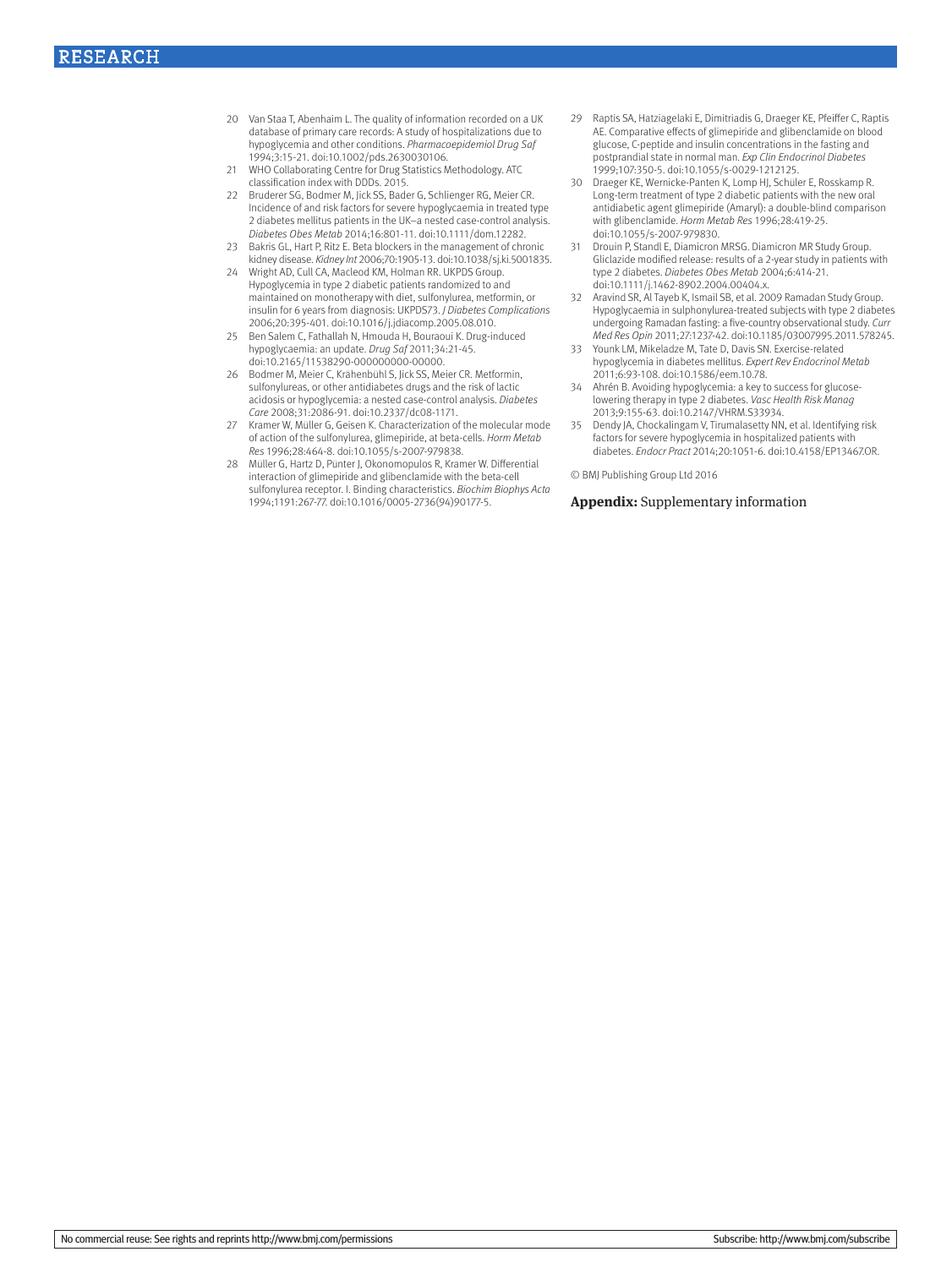20 Van Staa T, Abenhaim L. The quality of information recorded on a UK database of primary care records: A study of hospitalizations due to hypoglycemia and other conditions. *Pharmacoepidemiol Drug Saf* 1994;3:15-21. doi:10.1002/pds.2630030106.

21 WHO Collaborating Centre for Drug Statistics Methodology. ATC classification index with DDDs. 2015.

22 Bruderer SG, Bodmer M, Jick SS, Bader G, Schlienger RG, Meier CR. Incidence of and risk factors for severe hypoglycaemia in treated type 2 diabetes mellitus patients in the UK–a nested case-control analysis. *Diabetes Obes Metab* 2014;16:801-11. doi:10.1111/dom.12282.

23 Bakris GL, Hart P, Ritz E. Beta blockers in the management of chronic kidney disease. *Kidney Int* 2006;70:1905-13. doi:10.1038/sj.ki.5001835.

24 Wright AD, Cull CA, Macleod KM, Holman RR. UKPDS Group. Hypoglycemia in type 2 diabetic patients randomized to and maintained on monotherapy with diet, sulfonylurea, metformin, or insulin for 6 years from diagnosis: UKPDS73. *J Diabetes Complications* 2006;20:395-401. doi:10.1016/j.jdiacomp.2005.08.010.

25 Ben Salem C, Fathallah N, Hmouda H, Bouraoui K. Drug-induced hypoglycaemia: an update. *Drug Saf* 2011;34:21-45. doi:10.2165/11538290-000000000-00000.

26 Bodmer M, Meier C, Krähenbühl S, Jick SS, Meier CR. Metformin, sulfonylureas, or other antidiabetes drugs and the risk of lactic acidosis or hypoglycemia: a nested case-control analysis. *Diabetes Care* 2008;31:2086-91. doi:10.2337/dc08-1171.

27 Kramer W, Müller G, Geisen K. Characterization of the molecular mode of action of the sulfonylurea, glimepiride, at beta-cells. *Horm Metab Res* 1996;28:464-8. doi:10.1055/s-2007-979838.

28 Müller G, Hartz D, Pünter J, Okonomopulos R, Kramer W. Differential interaction of glimepiride and glibenclamide with the beta-cell sulfonylurea receptor. I. Binding characteristics. *Biochim Biophys Acta* 1994;1191:267-77. doi:10.1016/0005-2736(94)90177-5.

29 Raptis SA, Hatziagelaki E, Dimitriadis G, Draeger KE, Pfeiffer C, Raptis AE. Comparative effects of glimepiride and glibenclamide on blood glucose, C-peptide and insulin concentrations in the fasting and postprandial state in normal man. *Exp Clin Endocrinol Diabetes* 1999;107:350-5. doi:10.1055/s-0029-1212125.

30 Draeger KE, Wernicke-Panten K, Lomp HJ, Schüler E, Rosskamp R. Long-term treatment of type 2 diabetic patients with the new oral antidiabetic agent glimepiride (Amaryl): a double-blind comparison with glibenclamide. *Horm Metab Res* 1996;28:419-25. doi:10.1055/s-2007-979830.

31 Drouin P, Standl E, Diamicron MRSG. Diamicron MR Study Group. Gliclazide modified release: results of a 2-year study in patients with type 2 diabetes. *Diabetes Obes Metab* 2004;6:414-21. doi:10.1111/j.1462-8902.2004.00404.x.

32 Aravind SR, Al Tayeb K, Ismail SB, et al. 2009 Ramadan Study Group. Hypoglycaemia in sulphonylurea-treated subjects with type 2 diabetes undergoing Ramadan fasting: a five-country observational study. *Curr Med Res Opin* 2011;27:1237-42. doi:10.1185/03007995.2011.578245.

33 Younk LM, Mikeladze M, Tate D, Davis SN. Exercise-related hypoglycemia in diabetes mellitus. *Expert Rev Endocrinol Metab* 2011;6:93-108. doi:10.1586/eem.10.78.

34 Ahrén B. Avoiding hypoglycemia: a key to success for glucose-lowering therapy in type 2 diabetes. *Vasc Health Risk Manag* 2013;9:155-63. doi:10.2147/VHRM.S33934.

35 Dendy JA, Chockalingam V, Tirumalasetty NN, et al. Identifying risk factors for severe hypoglycemia in hospitalized patients with diabetes. *Endocr Pract* 2014;20:1051-6. doi:10.4158/EP13467.OR.

© BMJ Publishing Group Ltd 2016

**Appendix:** Supplementary information